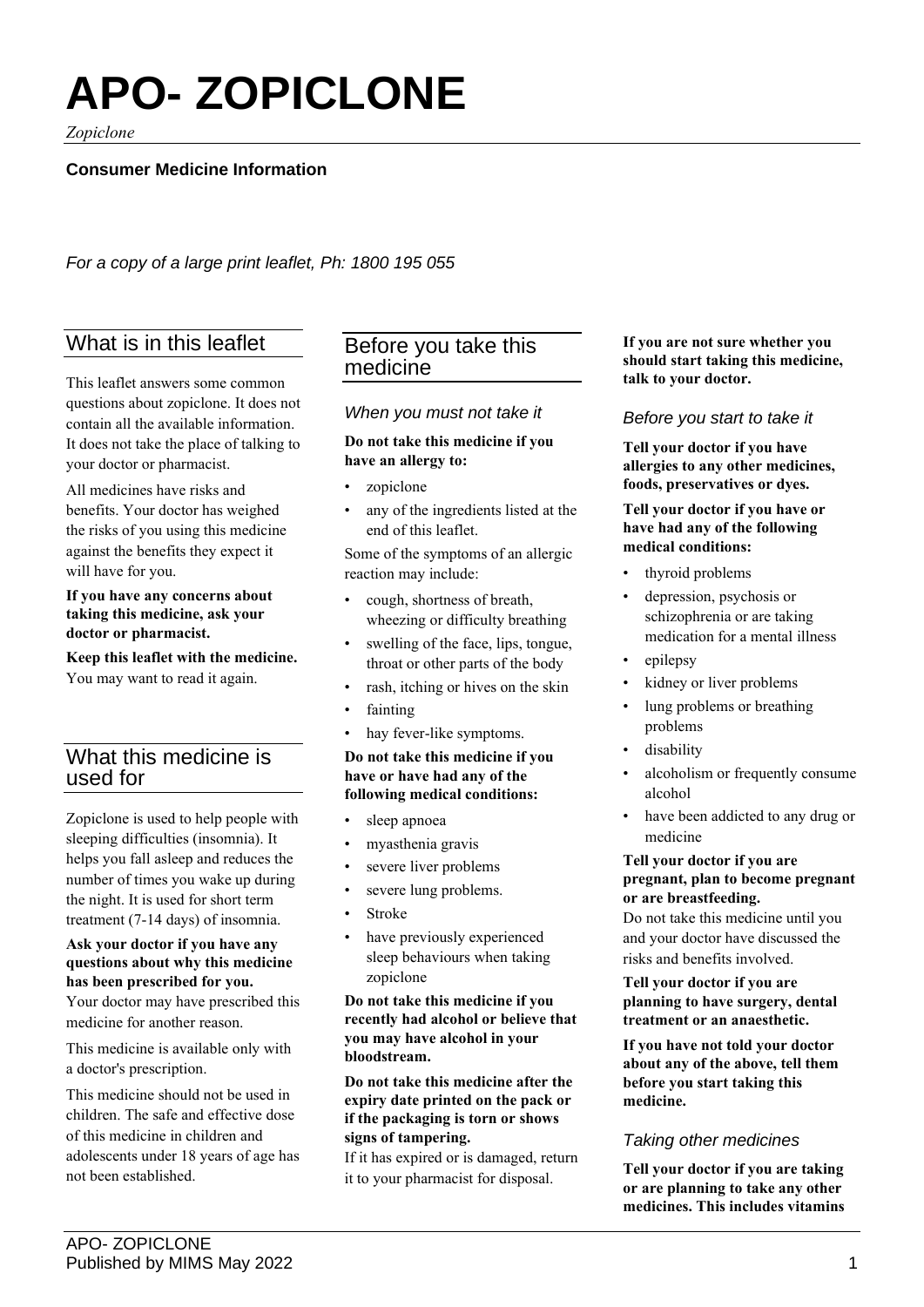# APO- ZOPICLONE

*Zopiclone*

**Consumer Medicine Information**

*For a copy of a large print leaflet, Ph: 1800 195 055*

## What is in this leaflet

This leaflet answers some common questions about zopiclone. It does not contain all the available information. It does not take the place of talking to your doctor or pharmacist.

All medicines have risks and benefits. Your doctor has weighed the risks of you using this medicine against the benefits they expect it will have for you.

**If you have any concerns about taking this medicine, ask your doctor or pharmacist.**

**Keep this leaflet with the medicine.** You may want to read it again.

## What this medicine is used for

Zopiclone is used to help people with sleeping difficulties (insomnia). It helps you fall asleep and reduces the number of times you wake up during the night. It is used for short term treatment (7-14 days) of insomnia.

**Ask your doctor if you have any questions about why this medicine has been prescribed for you.**
Your doctor may have prescribed this medicine for another reason.

This medicine is available only with a doctor's prescription.

This medicine should not be used in children. The safe and effective dose of this medicine in children and adolescents under 18 years of age has not been established.

## Before you take this medicine

### When you must not take it

**Do not take this medicine if you have an allergy to:**

- zopiclone
- any of the ingredients listed at the end of this leaflet.

Some of the symptoms of an allergic reaction may include:

- cough, shortness of breath, wheezing or difficulty breathing
- swelling of the face, lips, tongue, throat or other parts of the body
- rash, itching or hives on the skin
- fainting
- hay fever-like symptoms.

**Do not take this medicine if you have or have had any of the following medical conditions:**

- sleep apnoea
- myasthenia gravis
- severe liver problems
- severe lung problems.
- Stroke
- have previously experienced sleep behaviours when taking zopiclone

**Do not take this medicine if you recently had alcohol or believe that you may have alcohol in your bloodstream.**

**Do not take this medicine after the expiry date printed on the pack or if the packaging is torn or shows signs of tampering.**
If it has expired or is damaged, return it to your pharmacist for disposal.

**If you are not sure whether you should start taking this medicine, talk to your doctor.**

### Before you start to take it

**Tell your doctor if you have allergies to any other medicines, foods, preservatives or dyes.**

**Tell your doctor if you have or have had any of the following medical conditions:**

- thyroid problems
- depression, psychosis or schizophrenia or are taking medication for a mental illness
- epilepsy
- kidney or liver problems
- lung problems or breathing problems
- disability
- alcoholism or frequently consume alcohol
- have been addicted to any drug or medicine

**Tell your doctor if you are pregnant, plan to become pregnant or are breastfeeding.**
Do not take this medicine until you and your doctor have discussed the risks and benefits involved.

**Tell your doctor if you are planning to have surgery, dental treatment or an anaesthetic.**

**If you have not told your doctor about any of the above, tell them before you start taking this medicine.**

### Taking other medicines

**Tell your doctor if you are taking or are planning to take any other medicines. This includes vitamins**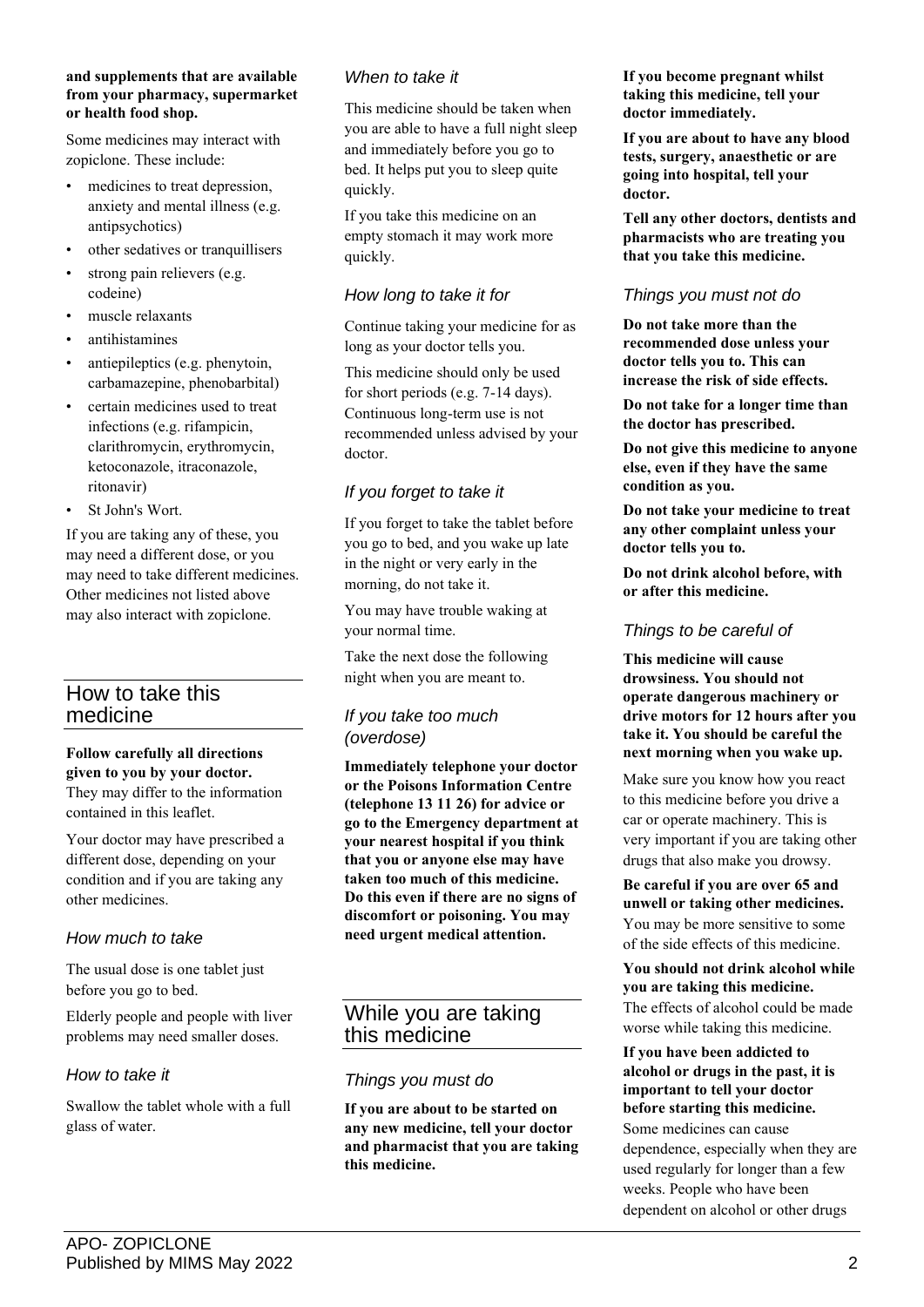**and supplements that are available from your pharmacy, supermarket or health food shop.**

Some medicines may interact with zopiclone. These include:

- medicines to treat depression, anxiety and mental illness (e.g. antipsychotics)
- other sedatives or tranquillisers
- strong pain relievers (e.g. codeine)
- muscle relaxants
- antihistamines
- antiepileptics (e.g. phenytoin, carbamazepine, phenobarbital)
- certain medicines used to treat infections (e.g. rifampicin, clarithromycin, erythromycin, ketoconazole, itraconazole, ritonavir)
- St John's Wort.

If you are taking any of these, you may need a different dose, or you may need to take different medicines. Other medicines not listed above may also interact with zopiclone.

## How to take this medicine

**Follow carefully all directions given to you by your doctor.** They may differ to the information contained in this leaflet.

Your doctor may have prescribed a different dose, depending on your condition and if you are taking any other medicines.

### How much to take

The usual dose is one tablet just before you go to bed.

Elderly people and people with liver problems may need smaller doses.

### How to take it

Swallow the tablet whole with a full glass of water.

### When to take it

This medicine should be taken when you are able to have a full night sleep and immediately before you go to bed. It helps put you to sleep quite quickly.

If you take this medicine on an empty stomach it may work more quickly.

### How long to take it for

Continue taking your medicine for as long as your doctor tells you.

This medicine should only be used for short periods (e.g. 7-14 days). Continuous long-term use is not recommended unless advised by your doctor.

### If you forget to take it

If you forget to take the tablet before you go to bed, and you wake up late in the night or very early in the morning, do not take it.

You may have trouble waking at your normal time.

Take the next dose the following night when you are meant to.

### If you take too much (overdose)

**Immediately telephone your doctor or the Poisons Information Centre (telephone 13 11 26) for advice or go to the Emergency department at your nearest hospital if you think that you or anyone else may have taken too much of this medicine. Do this even if there are no signs of discomfort or poisoning. You may need urgent medical attention.**

## While you are taking this medicine

### Things you must do

**If you are about to be started on any new medicine, tell your doctor and pharmacist that you are taking this medicine.**

**If you become pregnant whilst taking this medicine, tell your doctor immediately.**

**If you are about to have any blood tests, surgery, anaesthetic or are going into hospital, tell your doctor.**

**Tell any other doctors, dentists and pharmacists who are treating you that you take this medicine.**

### Things you must not do

**Do not take more than the recommended dose unless your doctor tells you to. This can increase the risk of side effects.**

**Do not take for a longer time than the doctor has prescribed.**

**Do not give this medicine to anyone else, even if they have the same condition as you.**

**Do not take your medicine to treat any other complaint unless your doctor tells you to.**

**Do not drink alcohol before, with or after this medicine.**

### Things to be careful of

**This medicine will cause drowsiness. You should not operate dangerous machinery or drive motors for 12 hours after you take it. You should be careful the next morning when you wake up.**

Make sure you know how you react to this medicine before you drive a car or operate machinery. This is very important if you are taking other drugs that also make you drowsy.

**Be careful if you are over 65 and unwell or taking other medicines.** You may be more sensitive to some of the side effects of this medicine.

**You should not drink alcohol while you are taking this medicine.** The effects of alcohol could be made worse while taking this medicine.

**If you have been addicted to alcohol or drugs in the past, it is important to tell your doctor before starting this medicine.** Some medicines can cause dependence, especially when they are used regularly for longer than a few weeks. People who have been dependent on alcohol or other drugs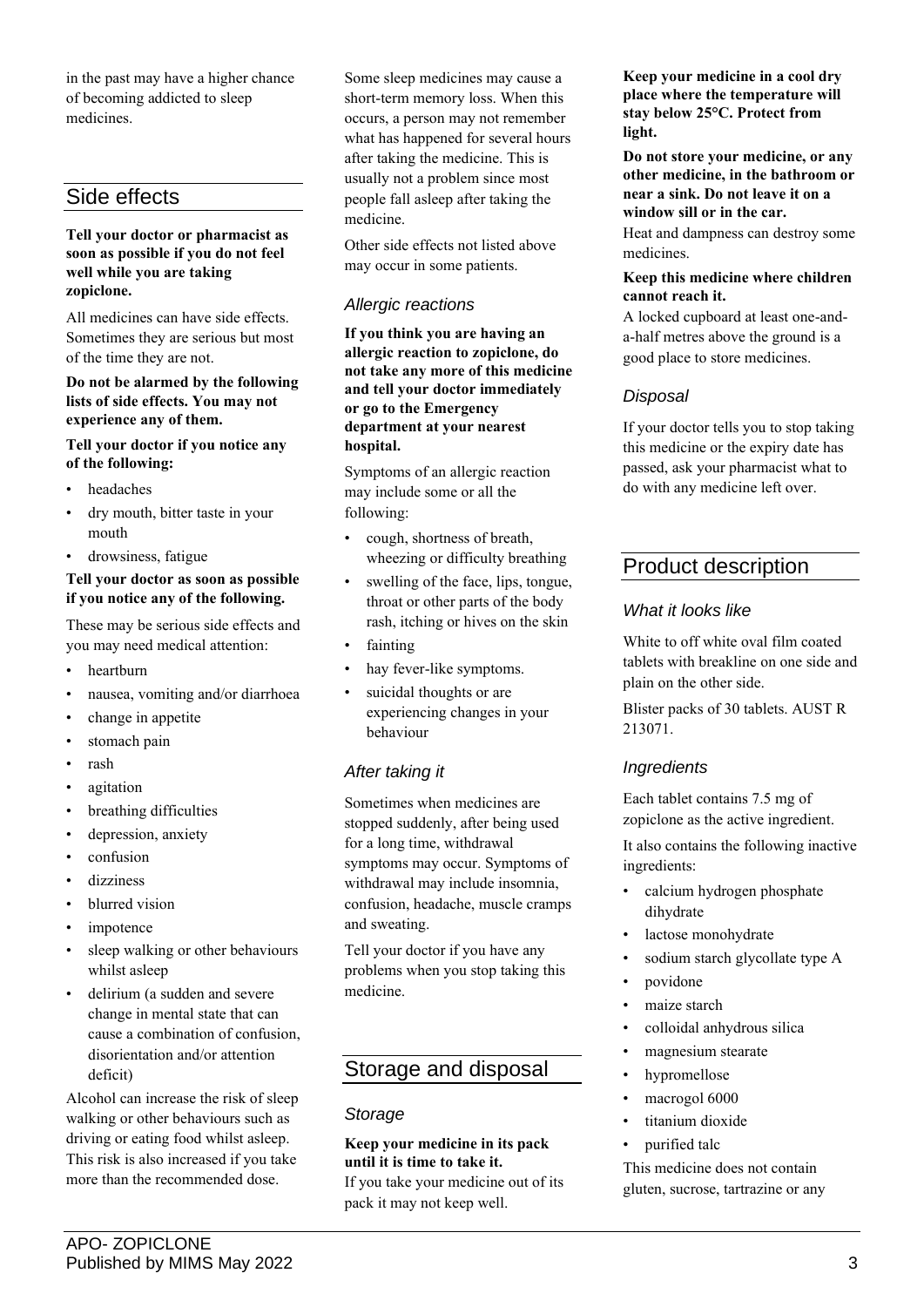in the past may have a higher chance of becoming addicted to sleep medicines.

## Side effects

**Tell your doctor or pharmacist as soon as possible if you do not feel well while you are taking zopiclone.**

All medicines can have side effects. Sometimes they are serious but most of the time they are not.

**Do not be alarmed by the following lists of side effects. You may not experience any of them.**

**Tell your doctor if you notice any of the following:**

- headaches
- dry mouth, bitter taste in your mouth
- drowsiness, fatigue

**Tell your doctor as soon as possible if you notice any of the following.**

These may be serious side effects and you may need medical attention:

- heartburn
- nausea, vomiting and/or diarrhoea
- change in appetite
- stomach pain
- rash
- agitation
- breathing difficulties
- depression, anxiety
- confusion
- dizziness
- blurred vision
- impotence
- sleep walking or other behaviours whilst asleep
- delirium (a sudden and severe change in mental state that can cause a combination of confusion, disorientation and/or attention deficit)

Alcohol can increase the risk of sleep walking or other behaviours such as driving or eating food whilst asleep. This risk is also increased if you take more than the recommended dose.

Some sleep medicines may cause a short-term memory loss. When this occurs, a person may not remember what has happened for several hours after taking the medicine. This is usually not a problem since most people fall asleep after taking the medicine.

Other side effects not listed above may occur in some patients.

### *Allergic reactions*

**If you think you are having an allergic reaction to zopiclone, do not take any more of this medicine and tell your doctor immediately or go to the Emergency department at your nearest hospital.**

Symptoms of an allergic reaction may include some or all the following:

- cough, shortness of breath, wheezing or difficulty breathing
- swelling of the face, lips, tongue, throat or other parts of the body rash, itching or hives on the skin
- fainting
- hay fever-like symptoms.
- suicidal thoughts or are experiencing changes in your behaviour

### *After taking it*

Sometimes when medicines are stopped suddenly, after being used for a long time, withdrawal symptoms may occur. Symptoms of withdrawal may include insomnia, confusion, headache, muscle cramps and sweating.

Tell your doctor if you have any problems when you stop taking this medicine.

## Storage and disposal

### *Storage*

**Keep your medicine in its pack until it is time to take it.**
If you take your medicine out of its pack it may not keep well.

**Keep your medicine in a cool dry place where the temperature will stay below 25°C. Protect from light.**

**Do not store your medicine, or any other medicine, in the bathroom or near a sink. Do not leave it on a window sill or in the car.**
Heat and dampness can destroy some medicines.

**Keep this medicine where children cannot reach it.**
A locked cupboard at least one-and-a-half metres above the ground is a good place to store medicines.

### *Disposal*

If your doctor tells you to stop taking this medicine or the expiry date has passed, ask your pharmacist what to do with any medicine left over.

## Product description

### *What it looks like*

White to off white oval film coated tablets with breakline on one side and plain on the other side.

Blister packs of 30 tablets. AUST R 213071.

### *Ingredients*

Each tablet contains 7.5 mg of zopiclone as the active ingredient.

It also contains the following inactive ingredients:

- calcium hydrogen phosphate dihydrate
- lactose monohydrate
- sodium starch glycollate type A
- povidone
- maize starch
- colloidal anhydrous silica
- magnesium stearate
- hypromellose
- macrogol 6000
- titanium dioxide
- purified talc

This medicine does not contain gluten, sucrose, tartrazine or any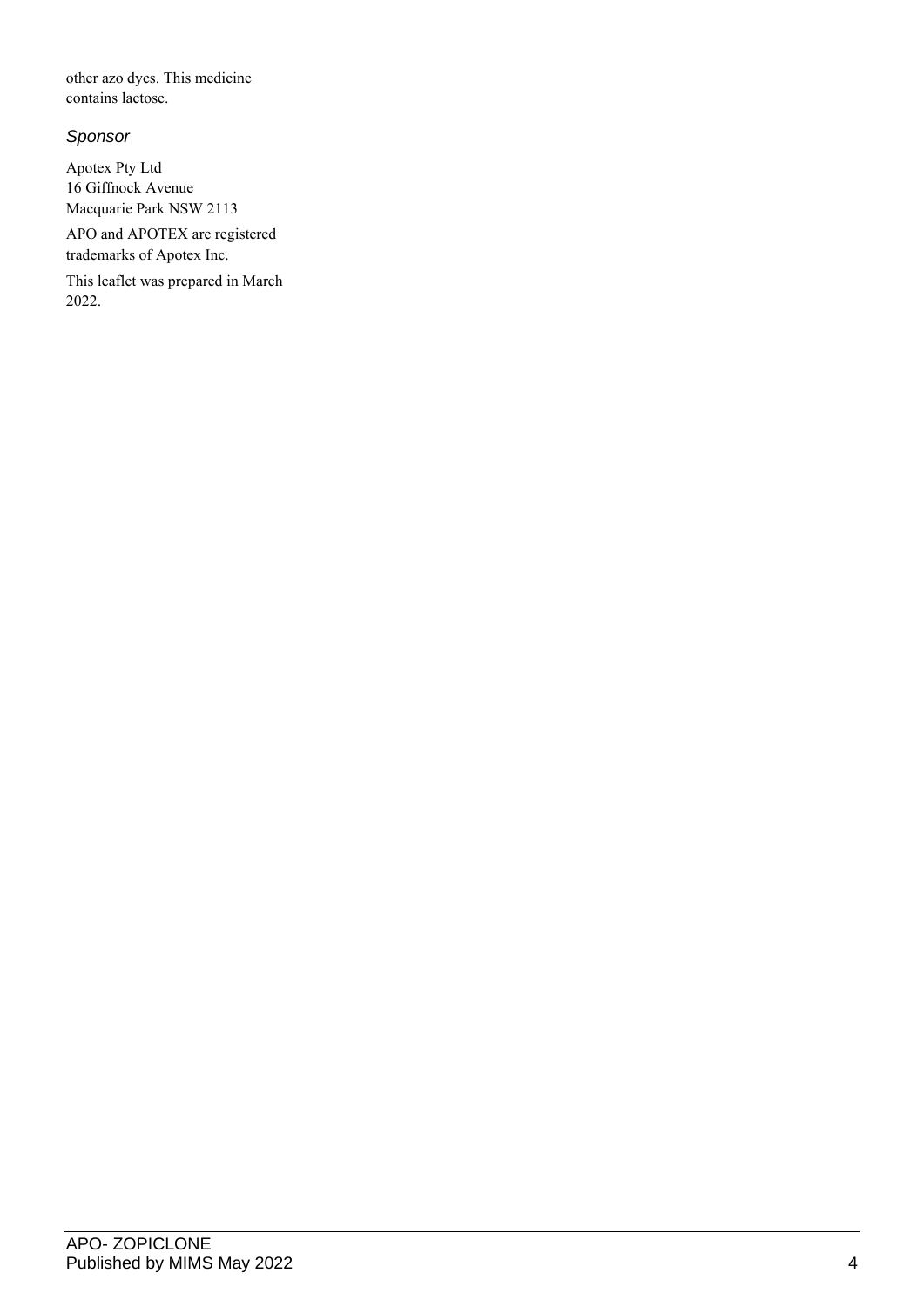other azo dyes. This medicine contains lactose.

### *Sponsor*

Apotex Pty Ltd
16 Giffnock Avenue
Macquarie Park NSW 2113

APO and APOTEX are registered trademarks of Apotex Inc.

This leaflet was prepared in March 2022.